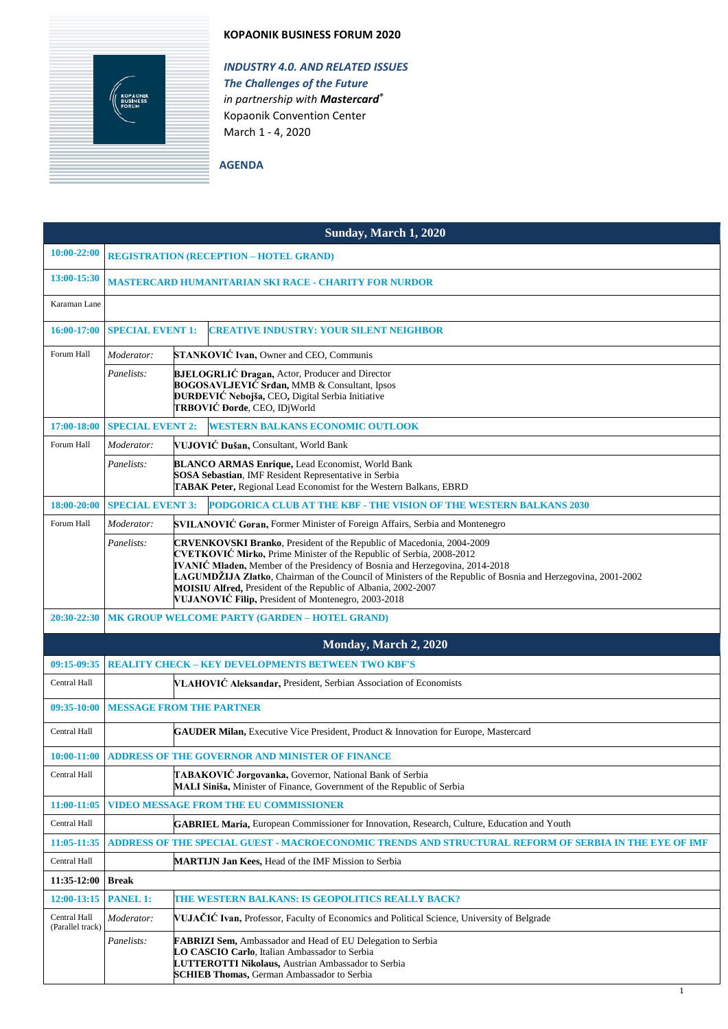**KOPAONIK BUSINESS FORUM 2020**

***INDUSTRY 4.0. AND RELATED ISSUES***
***The Challenges of the Future***
*in partnership with* ***Mastercard***®
Kopaonik Convention Center
March 1 - 4, 2020

**AGENDA**

| **Sunday, March 1, 2020** | | |
|---|---|---|
| **10:00-22:00** | **REGISTRATION (RECEPTION – HOTEL GRAND)** | |
| **13:00-15:30** | **MASTERCARD HUMANITARIAN SKI RACE - CHARITY FOR NURDOR** | |
| Karaman Lane | | |
| **16:00-17:00** | **SPECIAL EVENT 1:** | **CREATIVE INDUSTRY: YOUR SILENT NEIGHBOR** |
| Forum Hall | *Moderator:* | **STANKOVIĆ Ivan,** Owner and CEO, Communis |
| | *Panelists:* | **BJELOGRLIĆ Dragan,** Actor, Producer and Director<br>**BOGOSAVLJEVIĆ Srđan,** MMB & Consultant, Ipsos<br>**ĐURĐEVIĆ Nebojša,** CEO, Digital Serbia Initiative<br>**TRBOVIĆ Đorđe**, CEO, IDjWorld |
| **17:00-18:00** | **SPECIAL EVENT 2:** | **WESTERN BALKANS ECONOMIC OUTLOOK** |
| Forum Hall | *Moderator:* | **VUJOVIĆ Dušan,** Consultant, World Bank |
| | *Panelists:* | **BLANCO ARMAS Enrique,** Lead Economist, World Bank<br>**SOSA Sebastian**, IMF Resident Representative in Serbia<br>**TABAK Peter,** Regional Lead Economist for the Western Balkans, EBRD |
| **18:00-20:00** | **SPECIAL EVENT 3:** | **PODGORICA CLUB AT THE KBF - THE VISION OF THE WESTERN BALKANS 2030** |
| Forum Hall | *Moderator:* | **SVILANOVIĆ Goran,** Former Minister of Foreign Affairs, Serbia and Montenegro |
| | *Panelists:* | **CRVENKOVSKI Branko**, President of the Republic of Macedonia, 2004-2009<br>**CVETKOVIĆ Mirko,** Prime Minister of the Republic of Serbia, 2008-2012<br>**IVANIĆ Mladen,** Member of the Presidency of Bosnia and Herzegovina, 2014-2018<br>**LAGUMDŽIJA Zlatko**, Chairman of the Council of Ministers of the Republic of Bosnia and Herzegovina, 2001-2002<br>**MOISIU Alfred,** President of the Republic of Albania, 2002-2007<br>**VUJANOVIĆ Filip,** President of Montenegro, 2003-2018 |
| **20:30-22:30** | **MK GROUP WELCOME PARTY (GARDEN – HOTEL GRAND)** | |
| **Monday, March 2, 2020** | | |
| **09:15-09:35** | **REALITY CHECK – KEY DEVELOPMENTS BETWEEN TWO KBF'S** | |
| Central Hall | | **VLAHOVIĆ Aleksandar,** President, Serbian Association of Economists |
| **09:35-10:00** | **MESSAGE FROM THE PARTNER** | |
| Central Hall | | **GAUDER Milan,** Executive Vice President, Product & Innovation for Europe, Mastercard |
| **10:00-11:00** | **ADDRESS OF THE GOVERNOR AND MINISTER OF FINANCE** | |
| Central Hall | | **TABAKOVIĆ Jorgovanka,** Governor, National Bank of Serbia<br>**MALI Siniša,** Minister of Finance, Government of the Republic of Serbia |
| **11:00-11:05** | **VIDEO MESSAGE FROM THE EU COMMISSIONER** | |
| Central Hall | | **GABRIEL Maria,** European Commissioner for Innovation, Research, Culture, Education and Youth |
| **11:05-11:35** | **ADDRESS OF THE SPECIAL GUEST - MACROECONOMIC TRENDS AND STRUCTURAL REFORM OF SERBIA IN THE EYE OF IMF** | |
| Central Hall | | **MARTIJN Jan Kees,** Head of the IMF Mission to Serbia |
| **11:35-12:00** | **Break** | |
| **12:00-13:15** | **PANEL 1:** | **THE WESTERN BALKANS: IS GEOPOLITICS REALLY BACK?** |
| Central Hall (Parallel track) | *Moderator:* | **VUJAČIĆ Ivan,** Professor, Faculty of Economics and Political Science, University of Belgrade |
| | *Panelists:* | **FABRIZI Sem,** Ambassador and Head of EU Delegation to Serbia<br>**LO CASCIO Carlo**, Italian Ambassador to Serbia<br>**LUTTEROTTI Nikolaus,** Austrian Ambassador to Serbia<br>**SCHIEB Thomas,** German Ambassador to Serbia |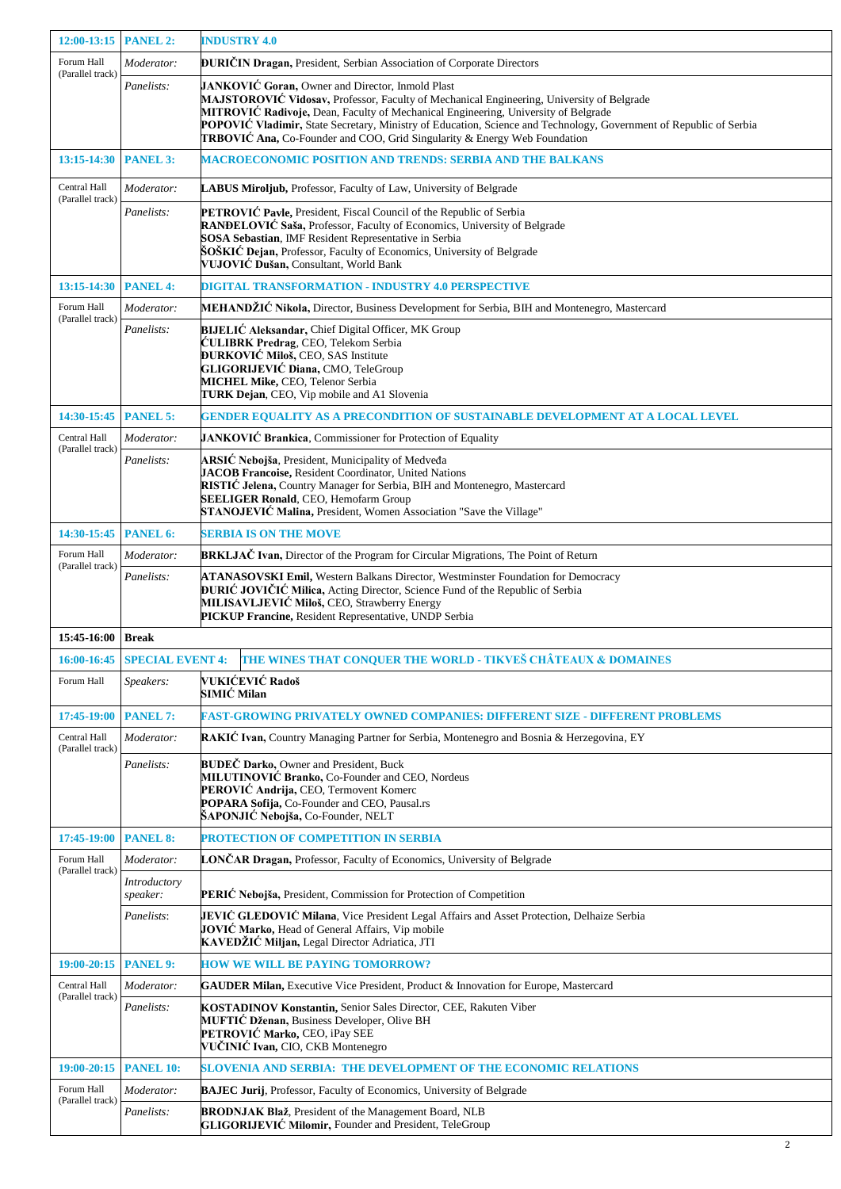| | | |
|---|---|---|
| **12:00-13:15** | **PANEL 2:** | **INDUSTRY 4.0** |
| Forum Hall (Parallel track) | *Moderator:* | **ĐURIČIN Dragan,** President, Serbian Association of Corporate Directors |
| | *Panelists:* | **JANKOVIĆ Goran,** Owner and Director, Inmold Plast<br>**MAJSTOROVIĆ Vidosav,** Professor, Faculty of Mechanical Engineering, University of Belgrade<br>**MITROVIĆ Radivoje,** Dean, Faculty of Mechanical Engineering, University of Belgrade<br>**POPOVIĆ Vladimir,** State Secretary, Ministry of Education, Science and Technology, Government of Republic of Serbia<br>**TRBOVIĆ Ana,** Co-Founder and COO, Grid Singularity & Energy Web Foundation |
| **13:15-14:30** | **PANEL 3:** | **MACROECONOMIC POSITION AND TRENDS: SERBIA AND THE BALKANS** |
| Central Hall (Parallel track) | *Moderator:* | **LABUS Miroljub,** Professor, Faculty of Law, University of Belgrade |
| | *Panelists:* | **PETROVIĆ Pavle,** President, Fiscal Council of the Republic of Serbia<br>**RANĐELOVIĆ Saša,** Professor, Faculty of Economics, University of Belgrade<br>**SOSA Sebastian**, IMF Resident Representative in Serbia<br>**ŠOŠKIĆ Dejan,** Professor, Faculty of Economics, University of Belgrade<br>**VUJOVIĆ Dušan,** Consultant, World Bank |
| **13:15-14:30** | **PANEL 4:** | **DIGITAL TRANSFORMATION - INDUSTRY 4.0 PERSPECTIVE** |
| Forum Hall (Parallel track) | *Moderator:* | **MEHANDŽIĆ Nikola,** Director, Business Development for Serbia, BIH and Montenegro, Mastercard |
| | *Panelists:* | **BIJELIĆ Aleksandar,** Chief Digital Officer, MK Group<br>**ĆULIBRK Predrag**, CEO, Telekom Serbia<br>**ĐURKOVIĆ Miloš,** CEO, SAS Institute<br>**GLIGORIJEVIĆ Diana,** CMO, TeleGroup<br>**MICHEL Mike,** CEO, Telenor Serbia<br>**TURK Dejan**, CEO, Vip mobile and A1 Slovenia |
| **14:30-15:45** | **PANEL 5:** | **GENDER EQUALITY AS A PRECONDITION OF SUSTAINABLE DEVELOPMENT AT A LOCAL LEVEL** |
| Central Hall (Parallel track) | *Moderator:* | **JANKOVIĆ Brankica**, Commissioner for Protection of Equality |
| | *Panelists:* | **ARSIĆ Nebojša**, President, Municipality of Medveđa<br>**JACOB Francoise,** Resident Coordinator, United Nations<br>**RISTIĆ Jelena,** Country Manager for Serbia, BIH and Montenegro, Mastercard<br>**SEELIGER Ronald**, CEO, Hemofarm Group<br>**STANOJEVIĆ Malina,** President, Women Association "Save the Village" |
| **14:30-15:45** | **PANEL 6:** | **SERBIA IS ON THE MOVE** |
| Forum Hall (Parallel track) | *Moderator:* | **BRKLJAČ Ivan,** Director of the Program for Circular Migrations, The Point of Return |
| | *Panelists:* | **ATANASOVSKI Emil,** Western Balkans Director, Westminster Foundation for Democracy<br>**ĐURIĆ JOVIČIĆ Milica,** Acting Director, Science Fund of the Republic of Serbia<br>**MILISAVLJEVIĆ Miloš,** CEO, Strawberry Energy<br>**PICKUP Francine,** Resident Representative, UNDP Serbia |
| **15:45-16:00** | **Break** | |
| **16:00-16:45** | **SPECIAL EVENT 4:** | **THE WINES THAT CONQUER THE WORLD - TIKVEŠ CHÂTEAUX & DOMAINES** |
| Forum Hall | *Speakers:* | **VUKIĆEVIĆ Radoš**<br>**SIMIĆ Milan** |
| **17:45-19:00** | **PANEL 7:** | **FAST-GROWING PRIVATELY OWNED COMPANIES: DIFFERENT SIZE - DIFFERENT PROBLEMS** |
| Central Hall (Parallel track) | *Moderator:* | **RAKIĆ Ivan,** Country Managing Partner for Serbia, Montenegro and Bosnia & Herzegovina, EY |
| | *Panelists:* | **BUDEČ Darko,** Owner and President, Buck<br>**MILUTINOVIĆ Branko,** Co-Founder and CEO, Nordeus<br>**PEROVIĆ Andrija,** CEO, Termovent Komerc<br>**POPARA Sofija,** Co-Founder and CEO, Pausal.rs<br>**ŠAPONJIĆ Nebojša,** Co-Founder, NELT |
| **17:45-19:00** | **PANEL 8:** | **PROTECTION OF COMPETITION IN SERBIA** |
| Forum Hall (Parallel track) | *Moderator:* | **LONČAR Dragan,** Professor, Faculty of Economics, University of Belgrade |
| | *Introductory speaker:* | **PERIĆ Nebojša,** President, Commission for Protection of Competition |
| | *Panelists:* | **JEVIĆ GLEDOVIĆ Milana**, Vice President Legal Affairs and Asset Protection, Delhaize Serbia<br>**JOVIĆ Marko,** Head of General Affairs, Vip mobile<br>**KAVEDŽIĆ Miljan,** Legal Director Adriatica, JTI |
| **19:00-20:15** | **PANEL 9:** | **HOW WE WILL BE PAYING TOMORROW?** |
| Central Hall (Parallel track) | *Moderator:* | **GAUDER Milan,** Executive Vice President, Product & Innovation for Europe, Mastercard |
| | *Panelists:* | **KOSTADINOV Konstantin,** Senior Sales Director, CEE, Rakuten Viber<br>**MUFTIĆ Dženan,** Business Developer, Olive BH<br>**PETROVIĆ Marko,** CEO, iPay SEE<br>**VUČINIĆ Ivan,** CIO, CKB Montenegro |
| **19:00-20:15** | **PANEL 10:** | **SLOVENIA AND SERBIA: THE DEVELOPMENT OF THE ECONOMIC RELATIONS** |
| Forum Hall (Parallel track) | *Moderator:* | **BAJEC Jurij**, Professor, Faculty of Economics, University of Belgrade |
| | *Panelists:* | **BRODNJAK Blaž**, President of the Management Board, NLB<br>**GLIGORIJEVIĆ Milomir,** Founder and President, TeleGroup |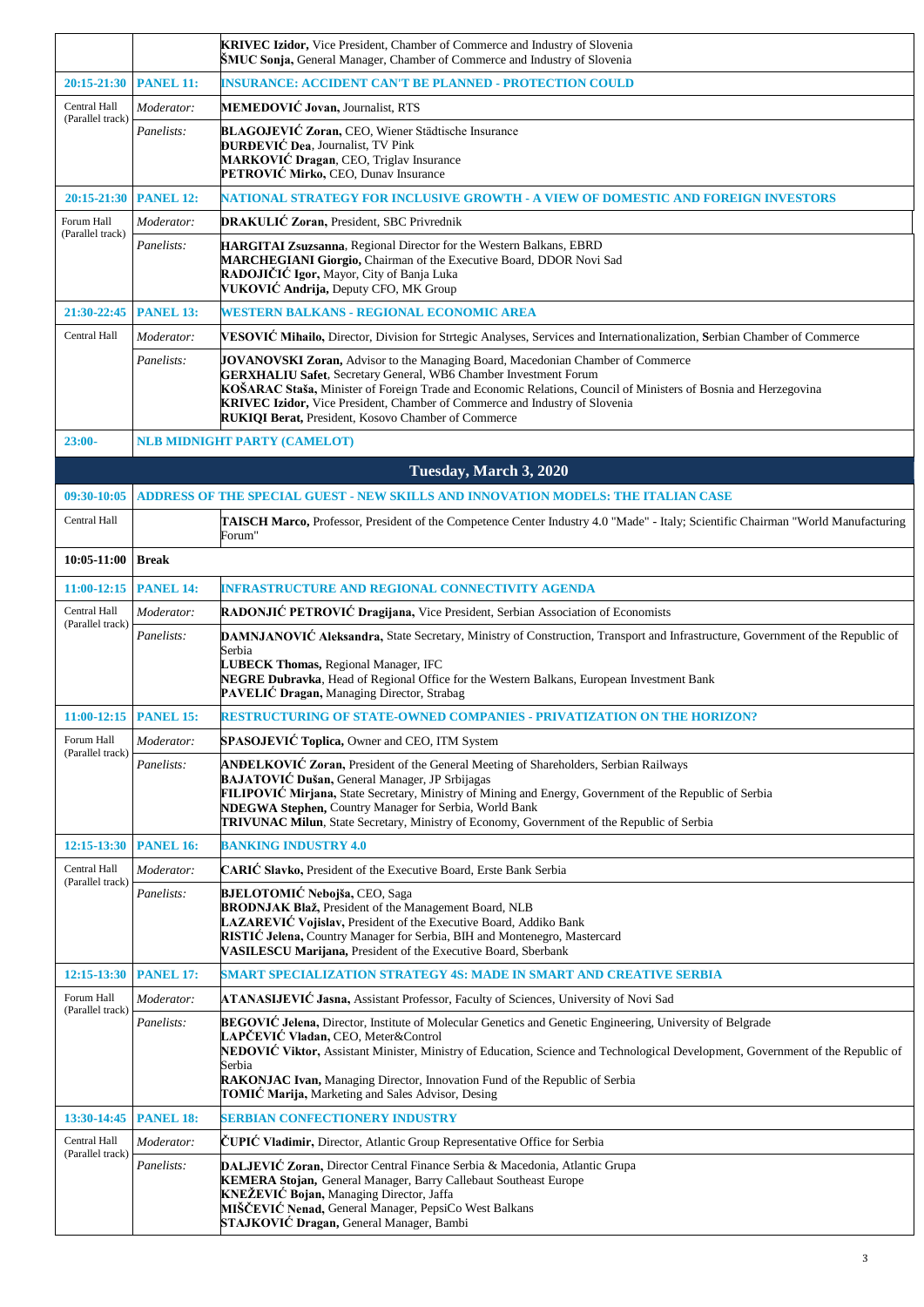| | | |
|---|---|---|
| | | **KRIVEC Izidor,** Vice President, Chamber of Commerce and Industry of Slovenia<br>**ŠMUC Sonja,** General Manager, Chamber of Commerce and Industry of Slovenia |
| **20:15-21:30** | **PANEL 11:** | **INSURANCE: ACCIDENT CAN'T BE PLANNED - PROTECTION COULD** |
| Central Hall (Parallel track) | *Moderator:* | **MEMEDOVIĆ Jovan,** Journalist, RTS |
| | *Panelists:* | **BLAGOJEVIĆ Zoran,** CEO, Wiener Städtische Insurance<br>**ĐURĐEVIĆ Dea**, Journalist, TV Pink<br>**MARKOVIĆ Dragan**, CEO, Triglav Insurance<br>**PETROVIĆ Mirko,** CEO, Dunav Insurance |
| **20:15-21:30** | **PANEL 12:** | **NATIONAL STRATEGY FOR INCLUSIVE GROWTH - A VIEW OF DOMESTIC AND FOREIGN INVESTORS** |
| Forum Hall (Parallel track) | *Moderator:* | **DRAKULIĆ Zoran,** President, SBC Privrednik |
| | *Panelists:* | **HARGITAI Zsuzsanna**, Regional Director for the Western Balkans, EBRD<br>**MARCHEGIANI Giorgio,** Chairman of the Executive Board, DDOR Novi Sad<br>**RADOJIČIĆ Igor,** Mayor, City of Banja Luka<br>**VUKOVIĆ Andrija,** Deputy CFO, MK Group |
| **21:30-22:45** | **PANEL 13:** | **WESTERN BALKANS - REGIONAL ECONOMIC AREA** |
| Central Hall | *Moderator:* | **VESOVIĆ Mihailo,** Director, Division for Strtegic Analyses, Services and Internationalization, Serbian Chamber of Commerce |
| | *Panelists:* | **JOVANOVSKI Zoran,** Advisor to the Managing Board, Macedonian Chamber of Commerce<br>**GERXHALIU Safet**, Secretary General, WB6 Chamber Investment Forum<br>**KOŠARAC Staša,** Minister of Foreign Trade and Economic Relations, Council of Ministers of Bosnia and Herzegovina<br>**KRIVEC Izidor,** Vice President, Chamber of Commerce and Industry of Slovenia<br>**RUKIQI Berat,** President, Kosovo Chamber of Commerce |
| **23:00-** | **NLB MIDNIGHT PARTY (CAMELOT)** | |
| | | **Tuesday, March 3, 2020** |
| **09:30-10:05** | **ADDRESS OF THE SPECIAL GUEST - NEW SKILLS AND INNOVATION MODELS: THE ITALIAN CASE** | |
| Central Hall | | **TAISCH Marco,** Professor, President of the Competence Center Industry 4.0 "Made" - Italy; Scientific Chairman "World Manufacturing Forum" |
| **10:05-11:00** | **Break** | |
| **11:00-12:15** | **PANEL 14:** | **INFRASTRUCTURE AND REGIONAL CONNECTIVITY AGENDA** |
| Central Hall (Parallel track) | *Moderator:* | **RADONJIĆ PETROVIĆ Dragijana,** Vice President, Serbian Association of Economists |
| | *Panelists:* | **DAMNJANOVIĆ Aleksandra,** State Secretary, Ministry of Construction, Transport and Infrastructure, Government of the Republic of Serbia<br>**LUBECK Thomas,** Regional Manager, IFC<br>**NEGRE Dubravka**, Head of Regional Office for the Western Balkans, European Investment Bank<br>**PAVELIĆ Dragan,** Managing Director, Strabag |
| **11:00-12:15** | **PANEL 15:** | **RESTRUCTURING OF STATE-OWNED COMPANIES - PRIVATIZATION ON THE HORIZON?** |
| Forum Hall (Parallel track) | *Moderator:* | **SPASOJEVIĆ Toplica,** Owner and CEO, ITM System |
| | *Panelists:* | **ANĐELKOVIĆ Zoran,** President of the General Meeting of Shareholders, Serbian Railways<br>**BAJATOVIĆ Dušan,** General Manager, JP Srbijagas<br>**FILIPOVIĆ Mirjana,** State Secretary, Ministry of Mining and Energy, Government of the Republic of Serbia<br>**NDEGWA Stephen,** Country Manager for Serbia, World Bank<br>**TRIVUNAC Milun**, State Secretary, Ministry of Economy, Government of the Republic of Serbia |
| **12:15-13:30** | **PANEL 16:** | **BANKING INDUSTRY 4.0** |
| Central Hall (Parallel track) | *Moderator:* | **CARIĆ Slavko,** President of the Executive Board, Erste Bank Serbia |
| | *Panelists:* | **BJELOTOMIĆ Nebojša,** CEO, Saga<br>**BRODNJAK Blaž,** President of the Management Board, NLB<br>**LAZAREVIĆ Vojislav,** President of the Executive Board, Addiko Bank<br>**RISTIĆ Jelena,** Country Manager for Serbia, BIH and Montenegro, Mastercard<br>**VASILESCU Marijana,** President of the Executive Board, Sberbank |
| **12:15-13:30** | **PANEL 17:** | **SMART SPECIALIZATION STRATEGY 4S: MADE IN SMART AND CREATIVE SERBIA** |
| Forum Hall (Parallel track) | *Moderator:* | **ATANASIJEVIĆ Jasna,** Assistant Professor, Faculty of Sciences, University of Novi Sad |
| | *Panelists:* | **BEGOVIĆ Jelena,** Director, Institute of Molecular Genetics and Genetic Engineering, University of Belgrade<br>**LAPČEVIĆ Vladan,** CEO, Meter&Control<br>**NEDOVIĆ Viktor,** Assistant Minister, Ministry of Education, Science and Technological Development, Government of the Republic of Serbia<br>**RAKONJAC Ivan,** Managing Director, Innovation Fund of the Republic of Serbia<br>**TOMIĆ Marija,** Marketing and Sales Advisor, Desing |
| **13:30-14:45** | **PANEL 18:** | **SERBIAN CONFECTIONERY INDUSTRY** |
| Central Hall (Parallel track) | *Moderator:* | **ČUPIĆ Vladimir,** Director, Atlantic Group Representative Office for Serbia |
| | *Panelists:* | **DALJEVIĆ Zoran,** Director Central Finance Serbia & Macedonia, Atlantic Grupa<br>**KEMERA Stojan,** General Manager, Barry Callebaut Southeast Europe<br>**KNEŽEVIĆ Bojan,** Managing Director, Jaffa<br>**MIŠČEVIĆ Nenad,** General Manager, PepsiCo West Balkans<br>**STAJKOVIĆ Dragan,** General Manager, Bambi |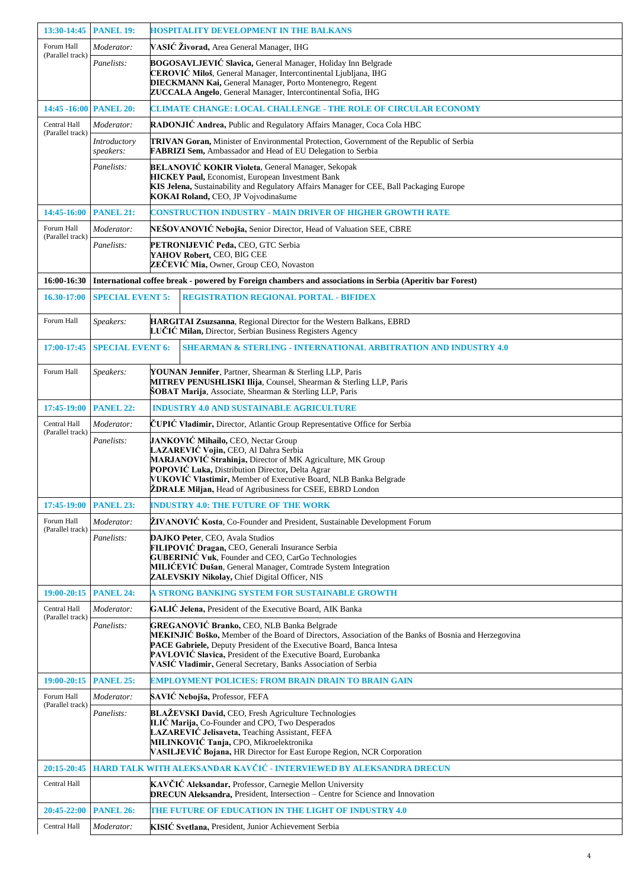| | | |
|---|---|---|
| **13:30-14:45** | **PANEL 19:** | **HOSPITALITY DEVELOPMENT IN THE BALKANS** |
| Forum Hall (Parallel track) | *Moderator:* | **VASIĆ Živorad,** Area General Manager, IHG |
| | *Panelists:* | **BOGOSAVLJEVIĆ Slavica,** General Manager, Holiday Inn Belgrade<br>**CEROVIĆ Miloš**, General Manager, Intercontinental Ljubljana, IHG<br>**DIECKMANN Kai,** General Manager, Porto Montenegro, Regent<br>**ZUCCALA Angelo**, General Manager, Intercontinental Sofia, IHG |
| **14:45 -16:00** | **PANEL 20:** | **CLIMATE CHANGE: LOCAL CHALLENGE - THE ROLE OF CIRCULAR ECONOMY** |
| Central Hall (Parallel track) | *Moderator:* | **RADONJIĆ Andrea,** Public and Regulatory Affairs Manager, Coca Cola HBC |
| | *Introductory speakers:* | **TRIVAN Goran,** Minister of Environmental Protection, Government of the Republic of Serbia<br>**FABRIZI Sem,** Ambassador and Head of EU Delegation to Serbia |
| | *Panelists:* | **BELANOVIĆ KOKIR Violeta**, General Manager, Sekopak<br>**HICKEY Paul,** Economist, European Investment Bank<br>**KIS Jelena,** Sustainability and Regulatory Affairs Manager for CEE, Ball Packaging Europe<br>**KOKAI Roland,** CEO, JP Vojvodinašume |
| **14:45-16:00** | **PANEL 21:** | **CONSTRUCTION INDUSTRY - MAIN DRIVER OF HIGHER GROWTH RATE** |
| Forum Hall (Parallel track) | *Moderator:* | **NEŠOVANOVIĆ Nebojša,** Senior Director, Head of Valuation SEE, CBRE |
| | *Panelists:* | **PETRONIJEVIĆ Peđa,** CEO, GTC Serbia<br>**YAHOV Robert,** CEO, BIG CEE<br>**ZEČEVIĆ Mia,** Owner, Group CEO, Novaston |
| **16:00-16:30** | **International coffee break - powered by Foreign chambers and associations in Serbia (Aperitiv bar Forest)** | |
| **16.30-17:00** | **SPECIAL EVENT 5:** | **REGISTRATION REGIONAL PORTAL - BIFIDEX** |
| Forum Hall | *Speakers:* | **HARGITAI Zsuzsanna**, Regional Director for the Western Balkans, EBRD<br>**LUČIĆ Milan,** Director, Serbian Business Registers Agency |
| **17:00-17:45** | **SPECIAL EVENT 6:** | **SHEARMAN & STERLING - INTERNATIONAL ARBITRATION AND INDUSTRY 4.0** |
| Forum Hall | *Speakers:* | **YOUNAN Jennifer**, Partner, Shearman & Sterling LLP, Paris<br>**MITREV PENUSHLISKI Ilija**, Counsel, Shearman & Sterling LLP, Paris<br>**ŠOBAT Marija**, Associate, Shearman & Sterling LLP, Paris |
| **17:45-19:00** | **PANEL 22:** | **INDUSTRY 4.0 AND SUSTAINABLE AGRICULTURE** |
| Central Hall (Parallel track) | *Moderator:* | **ČUPIĆ Vladimir,** Director, Atlantic Group Representative Office for Serbia |
| | *Panelists:* | **JANKOVIĆ Mihailo,** CEO, Nectar Group<br>**LAZAREVIĆ Vojin,** CEO, Al Dahra Serbia<br>**MARJANOVIĆ Strahinja,** Director of MK Agriculture, MK Group<br>**POPOVIĆ Luka,** Distribution Director**,** Delta Agrar<br>**VUKOVIĆ Vlastimir,** Member of Executive Board, NLB Banka Belgrade<br>**ŽDRALE Miljan,** Head of Agribusiness for CSEE, EBRD London |
| **17:45-19:00** | **PANEL 23:** | **INDUSTRY 4.0: THE FUTURE OF THE WORK** |
| Forum Hall (Parallel track) | *Moderator:* | **ŽIVANOVIĆ Kosta**, Co-Founder and President, Sustainable Development Forum |
| | *Panelists:* | **DAJKO Peter**, CEO, Avala Studios<br>**FILIPOVIĆ Dragan,** CEO, Generali Insurance Serbia<br>**GUBERINIĆ Vuk**, Founder and CEO, CarGo Technologies<br>**MILIĆEVIĆ Dušan**, General Manager, Comtrade System Integration<br>**ZALEVSKIY Nikolay,** Chief Digital Officer, NIS |
| **19:00-20:15** | **PANEL 24:** | **A STRONG BANKING SYSTEM FOR SUSTAINABLE GROWTH** |
| Central Hall (Parallel track) | *Moderator:* | **GALIĆ Jelena,** President of the Executive Board, AIK Banka |
| | *Panelists:* | **GREGANOVIĆ Branko,** CEO, NLB Banka Belgrade<br>**MEKINJIĆ Boško,** Member of the Board of Directors, Association of the Banks of Bosnia and Herzegovina<br>**PACE Gabriele,** Deputy President of the Executive Board, Banca Intesa<br>**PAVLOVIĆ Slavica,** President of the Executive Board, Eurobanka<br>**VASIĆ Vladimir,** General Secretary, Banks Association of Serbia |
| **19:00-20:15** | **PANEL 25:** | **EMPLOYMENT POLICIES: FROM BRAIN DRAIN TO BRAIN GAIN** |
| Forum Hall (Parallel track) | *Moderator:* | **SAVIĆ Nebojša,** Professor, FEFA |
| | *Panelists:* | **BLAŽEVSKI David,** CEO, Fresh Agriculture Technologies<br>**ILIĆ Marija,** Co-Founder and CPO, Two Desperados<br>**LAZAREVIĆ Jelisaveta,** Teaching Assistant, FEFA<br>**MILINKOVIĆ Tanja,** CPO, Mikroelektronika<br>**VASILJEVIĆ Bojana,** HR Director for East Europe Region, NCR Corporation |
| **20:15-20:45** | **HARD TALK WITH ALEKSANDAR KAVČIĆ - INTERVIEWED BY ALEKSANDRA DRECUN** | |
| Central Hall | | **KAVČIĆ Aleksandar,** Professor, Carnegie Mellon University<br>**DRECUN Aleksandra,** President, Intersection – Centre for Science and Innovation |
| **20:45-22:00** | **PANEL 26:** | **THE FUTURE OF EDUCATION IN THE LIGHT OF INDUSTRY 4.0** |
| Central Hall | *Moderator:* | **KISIĆ Svetlana,** President, Junior Achievement Serbia |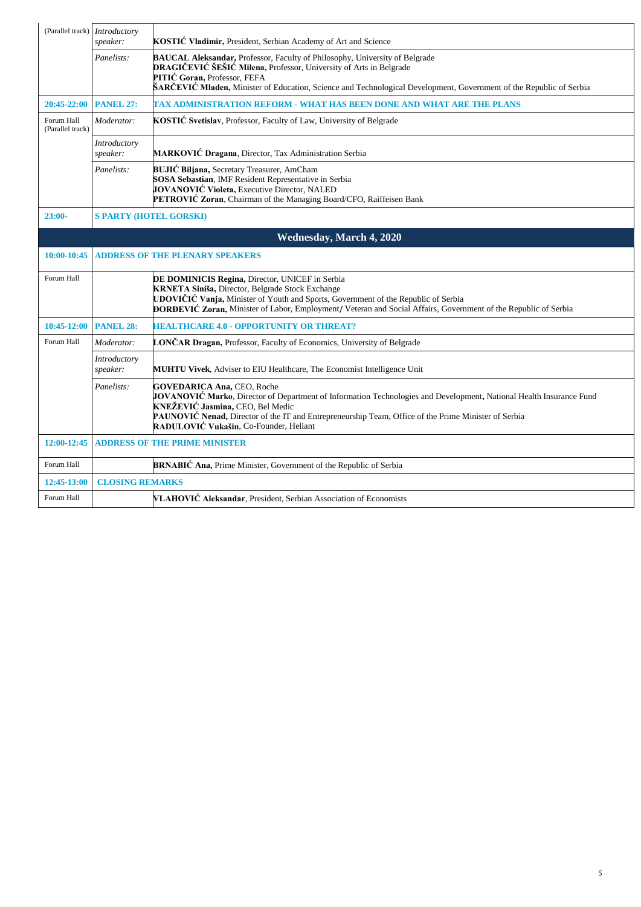| | | |
|---|---|---|
| (Parallel track) | *Introductory speaker:* | **KOSTIĆ Vladimir,** President, Serbian Academy of Art and Science |
| | *Panelists:* | **BAUCAL Aleksandar,** Professor, Faculty of Philosophy, University of Belgrade<br>**DRAGIČEVIĆ ŠEŠIĆ Milena,** Professor, University of Arts in Belgrade<br>**PITIĆ Goran,** Professor, FEFA<br>**ŠARČEVIĆ Mladen,** Minister of Education, Science and Technological Development, Government of the Republic of Serbia |
| **20:45-22:00** | **PANEL 27:** | **TAX ADMINISTRATION REFORM - WHAT HAS BEEN DONE AND WHAT ARE THE PLANS** |
| Forum Hall (Parallel track) | *Moderator:* | **KOSTIĆ Svetislav**, Professor, Faculty of Law, University of Belgrade |
| | *Introductory speaker:* | **MARKOVIĆ Dragana**, Director, Tax Administration Serbia |
| | *Panelists:* | **BUJIĆ Biljana,** Secretary Treasurer, AmCham<br>**SOSA Sebastian**, IMF Resident Representative in Serbia<br>**JOVANOVIĆ Violeta,** Executive Director, NALED<br>**PETROVIĆ Zoran**, Chairman of the Managing Board/CFO, Raiffeisen Bank |
| **23:00-** | **S PARTY (HOTEL GORSKI)** | |
| | | **Wednesday, March 4, 2020** |
| **10:00-10:45** | **ADDRESS OF THE PLENARY SPEAKERS** | |
| Forum Hall | | **DE DOMINICIS Regina,** Director, UNICEF in Serbia<br>**KRNETA Siniša,** Director, Belgrade Stock Exchange<br>**UDOVIČIĆ Vanja,** Minister of Youth and Sports, Government of the Republic of Serbia<br>**ĐORĐEVIĆ Zoran,** Minister of Labor, Employment/ Veteran and Social Affairs, Government of the Republic of Serbia |
| **10:45-12:00** | **PANEL 28:** | **HEALTHCARE 4.0 - OPPORTUNITY OR THREAT?** |
| Forum Hall | *Moderator:* | **LONČAR Dragan,** Professor, Faculty of Economics, University of Belgrade |
| | *Introductory speaker:* | **MUHTU Vivek**, Adviser to EIU Healthcare, The Economist Intelligence Unit |
| | *Panelists:* | **GOVEDARICA Ana,** CEO, Roche<br>**JOVANOVIĆ Marko**, Director of Department of Information Technologies and Development**,** National Health Insurance Fund<br>**KNEŽEVIĆ Jasmina,** CEO, Bel Medic<br>**PAUNOVIĆ Nenad,** Director of the IT and Entrepreneurship Team, Office of the Prime Minister of Serbia<br>**RADULOVIĆ Vukašin**, Co-Founder, Heliant |
| **12:00-12:45** | **ADDRESS OF THE PRIME MINISTER** | |
| Forum Hall | | **BRNABIĆ Ana,** Prime Minister, Government of the Republic of Serbia |
| **12:45-13:00** | **CLOSING REMARKS** | |
| Forum Hall | | **VLAHOVIĆ Aleksandar**, President, Serbian Association of Economists |